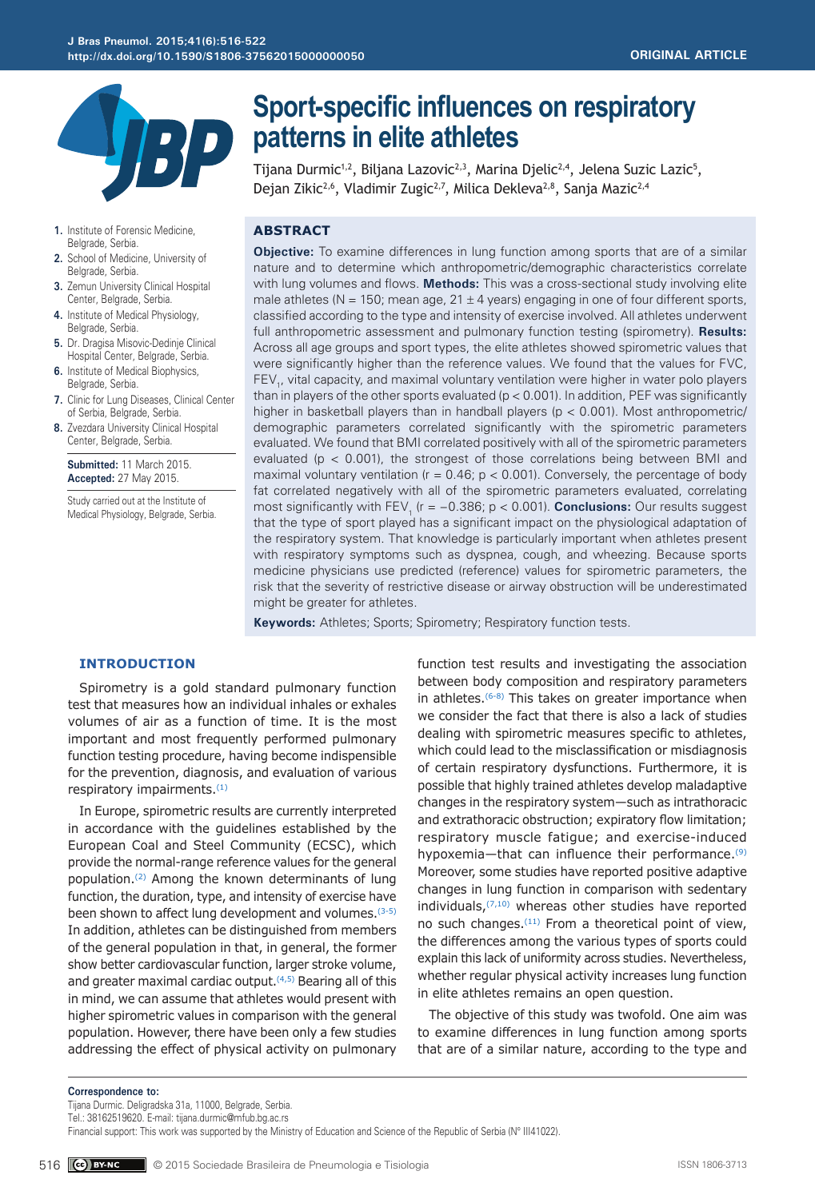ORIGINAL ARTICLE

# Sport-specific influences on respiratory patterns in elite athletes

Tijana Durmic[1,2], Biljana Lazovic[2,3], Marina Djelic[2,4], Jelena Suzic Lazic[5], Dejan Zikic[2,6], Vladimir Zugic[2,7], Milica Dekleva[2,8], Sanja Mazic[2,4]

1. Institute of Forensic Medicine, Belgrade, Serbia.
2. School of Medicine, University of Belgrade, Serbia.
3. Zemun University Clinical Hospital Center, Belgrade, Serbia.
4. Institute of Medical Physiology, Belgrade, Serbia.
5. Dr. Dragisa Misovic-Dedinje Clinical Hospital Center, Belgrade, Serbia.
6. Institute of Medical Biophysics, Belgrade, Serbia.
7. Clinic for Lung Diseases, Clinical Center of Serbia, Belgrade, Serbia.
8. Zvezdara University Clinical Hospital Center, Belgrade, Serbia.

**Submitted:** 11 March 2015.
**Accepted:** 27 May 2015.

Study carried out at the Institute of Medical Physiology, Belgrade, Serbia.

## ABSTRACT

**Objective:** To examine differences in lung function among sports that are of a similar nature and to determine which anthropometric/demographic characteristics correlate with lung volumes and flows. **Methods:** This was a cross-sectional study involving elite male athletes (N = 150; mean age, 21 ± 4 years) engaging in one of four different sports, classified according to the type and intensity of exercise involved. All athletes underwent full anthropometric assessment and pulmonary function testing (spirometry). **Results:** Across all age groups and sport types, the elite athletes showed spirometric values that were significantly higher than the reference values. We found that the values for FVC, $FEV_1$, vital capacity, and maximal voluntary ventilation were higher in water polo players than in players of the other sports evaluated ($p < 0.001$). In addition, PEF was significantly higher in basketball players than in handball players ($p < 0.001$). Most anthropometric/demographic parameters correlated significantly with the spirometric parameters evaluated. We found that BMI correlated positively with all of the spirometric parameters evaluated ($p < 0.001$), the strongest of those correlations being between BMI and maximal voluntary ventilation ($r = 0.46$; $p < 0.001$). Conversely, the percentage of body fat correlated negatively with all of the spirometric parameters evaluated, correlating most significantly with $FEV_1$ ($r = -0.386$; $p < 0.001$). **Conclusions:** Our results suggest that the type of sport played has a significant impact on the physiological adaptation of the respiratory system. That knowledge is particularly important when athletes present with respiratory symptoms such as dyspnea, cough, and wheezing. Because sports medicine physicians use predicted (reference) values for spirometric parameters, the risk that the severity of restrictive disease or airway obstruction will be underestimated might be greater for athletes.

**Keywords:** Athletes; Sports; Spirometry; Respiratory function tests.

## INTRODUCTION

Spirometry is a gold standard pulmonary function test that measures how an individual inhales or exhales volumes of air as a function of time. It is the most important and most frequently performed pulmonary function testing procedure, having become indispensible for the prevention, diagnosis, and evaluation of various respiratory impairments.[1]

In Europe, spirometric results are currently interpreted in accordance with the guidelines established by the European Coal and Steel Community (ECSC), which provide the normal-range reference values for the general population.[2] Among the known determinants of lung function, the duration, type, and intensity of exercise have been shown to affect lung development and volumes.[3-5] In addition, athletes can be distinguished from members of the general population in that, in general, the former show better cardiovascular function, larger stroke volume, and greater maximal cardiac output.[4,5] Bearing all of this in mind, we can assume that athletes would present with higher spirometric values in comparison with the general population. However, there have been only a few studies addressing the effect of physical activity on pulmonary function test results and investigating the association between body composition and respiratory parameters in athletes.[6-8] This takes on greater importance when we consider the fact that there is also a lack of studies dealing with spirometric measures specific to athletes, which could lead to the misclassification or misdiagnosis of certain respiratory dysfunctions. Furthermore, it is possible that highly trained athletes develop maladaptive changes in the respiratory system—such as intrathoracic and extrathoracic obstruction; expiratory flow limitation; respiratory muscle fatigue; and exercise-induced hypoxemia—that can influence their performance.[9] Moreover, some studies have reported positive adaptive changes in lung function in comparison with sedentary individuals,[7,10] whereas other studies have reported no such changes.[11] From a theoretical point of view, the differences among the various types of sports could explain this lack of uniformity across studies. Nevertheless, whether regular physical activity increases lung function in elite athletes remains an open question.

The objective of this study was twofold. One aim was to examine differences in lung function among sports that are of a similar nature, according to the type and

**Correspondence to:**
Tijana Durmic. Deligradska 31a, 11000, Belgrade, Serbia.
Tel.: 38162519620. E-mail: tijana.durmic@mfub.bg.ac.rs
Financial support: This work was supported by the Ministry of Education and Science of the Republic of Serbia (N° III41022).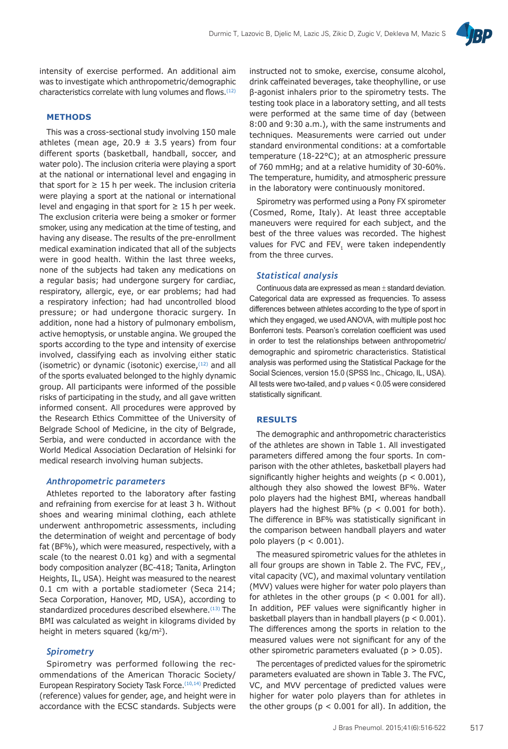intensity of exercise performed. An additional aim was to investigate which anthropometric/demographic characteristics correlate with lung volumes and flows.[12]

## METHODS

This was a cross-sectional study involving 150 male athletes (mean age, 20.9 ± 3.5 years) from four different sports (basketball, handball, soccer, and water polo). The inclusion criteria were playing a sport at the national or international level and engaging in that sport for ≥ 15 h per week. The inclusion criteria were playing a sport at the national or international level and engaging in that sport for ≥ 15 h per week. The exclusion criteria were being a smoker or former smoker, using any medication at the time of testing, and having any disease. The results of the pre-enrollment medical examination indicated that all of the subjects were in good health. Within the last three weeks, none of the subjects had taken any medications on a regular basis; had undergone surgery for cardiac, respiratory, allergic, eye, or ear problems; had had a respiratory infection; had had uncontrolled blood pressure; or had undergone thoracic surgery. In addition, none had a history of pulmonary embolism, active hemoptysis, or unstable angina. We grouped the sports according to the type and intensity of exercise involved, classifying each as involving either static (isometric) or dynamic (isotonic) exercise,[12] and all of the sports evaluated belonged to the highly dynamic group. All participants were informed of the possible risks of participating in the study, and all gave written informed consent. All procedures were approved by the Research Ethics Committee of the University of Belgrade School of Medicine, in the city of Belgrade, Serbia, and were conducted in accordance with the World Medical Association Declaration of Helsinki for medical research involving human subjects.

### *Anthropometric parameters*

Athletes reported to the laboratory after fasting and refraining from exercise for at least 3 h. Without shoes and wearing minimal clothing, each athlete underwent anthropometric assessments, including the determination of weight and percentage of body fat (BF%), which were measured, respectively, with a scale (to the nearest 0.01 kg) and with a segmental body composition analyzer (BC-418; Tanita, Arlington Heights, IL, USA). Height was measured to the nearest 0.1 cm with a portable stadiometer (Seca 214; Seca Corporation, Hanover, MD, USA), according to standardized procedures described elsewhere.[13] The BMI was calculated as weight in kilograms divided by height in meters squared ($kg/m^2$).

### *Spirometry*

Spirometry was performed following the recommendations of the American Thoracic Society/European Respiratory Society Task Force.[10,14] Predicted (reference) values for gender, age, and height were in accordance with the ECSC standards. Subjects were instructed not to smoke, exercise, consume alcohol, drink caffeinated beverages, take theophylline, or use β-agonist inhalers prior to the spirometry tests. The testing took place in a laboratory setting, and all tests were performed at the same time of day (between 8:00 and 9:30 a.m.), with the same instruments and techniques. Measurements were carried out under standard environmental conditions: at a comfortable temperature (18-22°C); at an atmospheric pressure of 760 mmHg; and at a relative humidity of 30-60%. The temperature, humidity, and atmospheric pressure in the laboratory were continuously monitored.

Spirometry was performed using a Pony FX spirometer (Cosmed, Rome, Italy). At least three acceptable maneuvers were required for each subject, and the best of the three values was recorded. The highest values for FVC and $FEV_1$ were taken independently from the three curves.

### *Statistical analysis*

Continuous data are expressed as mean ± standard deviation. Categorical data are expressed as frequencies. To assess differences between athletes according to the type of sport in which they engaged, we used ANOVA, with multiple post hoc Bonferroni tests. Pearson's correlation coefficient was used in order to test the relationships between anthropometric/demographic and spirometric characteristics. Statistical analysis was performed using the Statistical Package for the Social Sciences, version 15.0 (SPSS Inc., Chicago, IL, USA). All tests were two-tailed, and p values < 0.05 were considered statistically significant.

## RESULTS

The demographic and anthropometric characteristics of the athletes are shown in Table 1. All investigated parameters differed among the four sports. In comparison with the other athletes, basketball players had significantly higher heights and weights ($p < 0.001$), although they also showed the lowest BF%. Water polo players had the highest BMI, whereas handball players had the highest BF% ($p < 0.001$ for both). The difference in BF% was statistically significant in the comparison between handball players and water polo players ($p < 0.001$).

The measured spirometric values for the athletes in all four groups are shown in Table 2. The FVC, $FEV_1$, vital capacity (VC), and maximal voluntary ventilation (MVV) values were higher for water polo players than for athletes in the other groups ($p < 0.001$ for all). In addition, PEF values were significantly higher in basketball players than in handball players ($p < 0.001$). The differences among the sports in relation to the measured values were not significant for any of the other spirometric parameters evaluated ($p > 0.05$).

The percentages of predicted values for the spirometric parameters evaluated are shown in Table 3. The FVC, VC, and MVV percentage of predicted values were higher for water polo players than for athletes in the other groups ($p < 0.001$ for all). In addition, the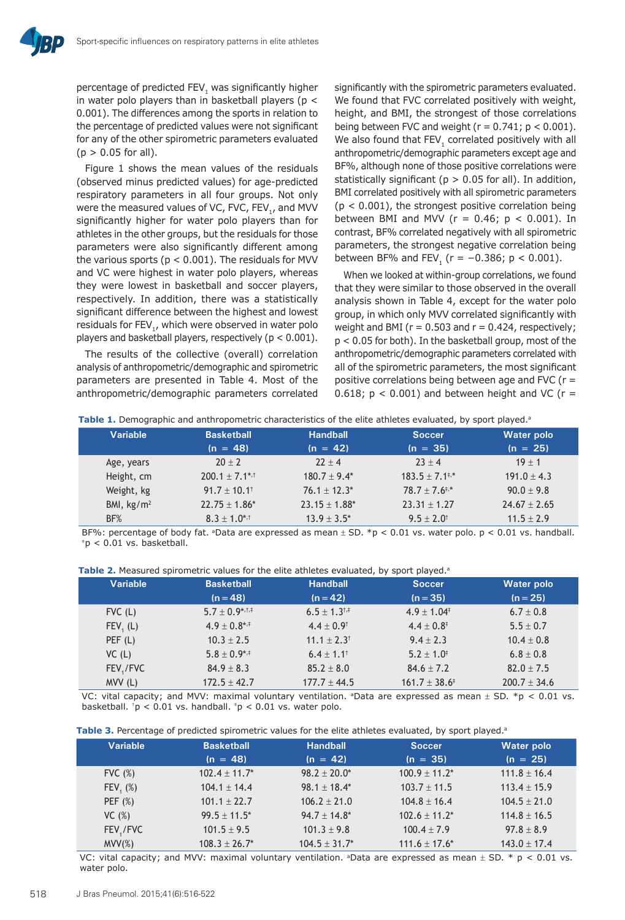percentage of predicted $FEV_1$ was significantly higher in water polo players than in basketball players ($p < 0.001$). The differences among the sports in relation to the percentage of predicted values were not significant for any of the other spirometric parameters evaluated ($p > 0.05$ for all).

Figure 1 shows the mean values of the residuals (observed minus predicted values) for age-predicted respiratory parameters in all four groups. Not only were the measured values of VC, FVC, $FEV_1$, and MVV significantly higher for water polo players than for athletes in the other groups, but the residuals for those parameters were also significantly different among the various sports ($p < 0.001$). The residuals for MVV and VC were highest in water polo players, whereas they were lowest in basketball and soccer players, respectively. In addition, there was a statistically significant difference between the highest and lowest residuals for $FEV_1$, which were observed in water polo players and basketball players, respectively ($p < 0.001$).

The results of the collective (overall) correlation analysis of anthropometric/demographic and spirometric parameters are presented in Table 4. Most of the anthropometric/demographic parameters correlated significantly with the spirometric parameters evaluated. We found that FVC correlated positively with weight, height, and BMI, the strongest of those correlations being between FVC and weight ($r = 0.741$; $p < 0.001$). We also found that $FEV_1$ correlated positively with all anthropometric/demographic parameters except age and BF%, although none of those positive correlations were statistically significant ($p > 0.05$ for all). In addition, BMI correlated positively with all spirometric parameters ($p < 0.001$), the strongest positive correlation being between BMI and MVV ($r = 0.46$; $p < 0.001$). In contrast, BF% correlated negatively with all spirometric parameters, the strongest negative correlation being between BF% and $FEV_1$ ($r = -0.386$; $p < 0.001$).

When we looked at within-group correlations, we found that they were similar to those observed in the overall analysis shown in Table 4, except for the water polo group, in which only MVV correlated significantly with weight and BMI ($r = 0.503$ and $r = 0.424$, respectively; $p < 0.05$ for both). In the basketball group, most of the anthropometric/demographic parameters correlated with all of the spirometric parameters, the most significant positive correlations being between age and FVC ($r = 0.618$; $p < 0.001$) and between height and VC ($r =$

**Table 1.** Demographic and anthropometric characteristics of the elite athletes evaluated, by sport played.[a]

| Variable | Basketball (n = 48) | Handball (n = 42) | Soccer (n = 35) | Water polo (n = 25) |
|---|---|---|---|---|
| Age, years | 20 ± 2 | 22 ± 4 | 23 ± 4 | 19 ± 1 |
| Height, cm | 200.1 ± 7.1*,† | 180.7 ± 9.4* | 183.5 ± 7.1‡,* | 191.0 ± 4.3 |
| Weight, kg | 91.7 ± 10.1† | 76.1 ± 12.3* | 78.7 ± 7.6‡,* | 90.0 ± 9.8 |
| BMI, kg/m² | 22.75 ± 1.86* | 23.15 ± 1.88* | 23.31 ± 1.27 | 24.67 ± 2.65 |
| BF% | 8.3 ± 1.0*,† | 13.9 ± 3.5* | 9.5 ± 2.0† | 11.5 ± 2.9 |

BF%: percentage of body fat. [a]Data are expressed as mean ± SD. *p < 0.01 vs. water polo. p < 0.01 vs. handball. ‡p < 0.01 vs. basketball.

**Table 2.** Measured spirometric values for the elite athletes evaluated, by sport played.[a]

| Variable | Basketball (n = 48) | Handball (n = 42) | Soccer (n = 35) | Water polo (n = 25) |
|---|---|---|---|---|
| FVC (L) | 5.7 ± 0.9*,†,‡ | 6.5 ± 1.3†,‡ | 4.9 ± 1.04‡ | 6.7 ± 0.8 |
| $FEV_1$ (L) | 4.9 ± 0.8*,‡ | 4.4 ± 0.9† | 4.4 ± 0.8‡ | 5.5 ± 0.7 |
| PEF (L) | 10.3 ± 2.5 | 11.1 ± 2.3† | 9.4 ± 2.3 | 10.4 ± 0.8 |
| VC (L) | 5.8 ± 0.9*,‡ | 6.4 ± 1.1† | 5.2 ± 1.0‡ | 6.8 ± 0.8 |
| $FEV_1$/FVC | 84.9 ± 8.3 | 85.2 ± 8.0 | 84.6 ± 7.2 | 82.0 ± 7.5 |
| MVV (L) | 172.5 ± 42.7 | 177.7 ± 44.5 | 161.7 ± 38.6‡ | 200.7 ± 34.6 |

VC: vital capacity; and MVV: maximal voluntary ventilation. [a]Data are expressed as mean ± SD. *p < 0.01 vs. basketball. †p < 0.01 vs. handball. ‡p < 0.01 vs. water polo.

**Table 3.** Percentage of predicted spirometric values for the elite athletes evaluated, by sport played.[a]

| Variable | Basketball (n = 48) | Handball (n = 42) | Soccer (n = 35) | Water polo (n = 25) |
|---|---|---|---|---|
| FVC (%) | 102.4 ± 11.7* | 98.2 ± 20.0* | 100.9 ± 11.2* | 111.8 ± 16.4 |
| $FEV_1$ (%) | 104.1 ± 14.4 | 98.1 ± 18.4* | 103.7 ± 11.5 | 113.4 ± 15.9 |
| PEF (%) | 101.1 ± 22.7 | 106.2 ± 21.0 | 104.8 ± 16.4 | 104.5 ± 21.0 |
| VC (%) | 99.5 ± 11.5* | 94.7 ± 14.8* | 102.6 ± 11.2* | 114.8 ± 16.5 |
| $FEV_1$/FVC | 101.5 ± 9.5 | 101.3 ± 9.8 | 100.4 ± 7.9 | 97.8 ± 8.9 |
| MVV(%) | 108.3 ± 26.7* | 104.5 ± 31.7* | 111.6 ± 17.6* | 143.0 ± 17.4 |

VC: vital capacity; and MVV: maximal voluntary ventilation. [a]Data are expressed as mean ± SD. * p < 0.01 vs. water polo.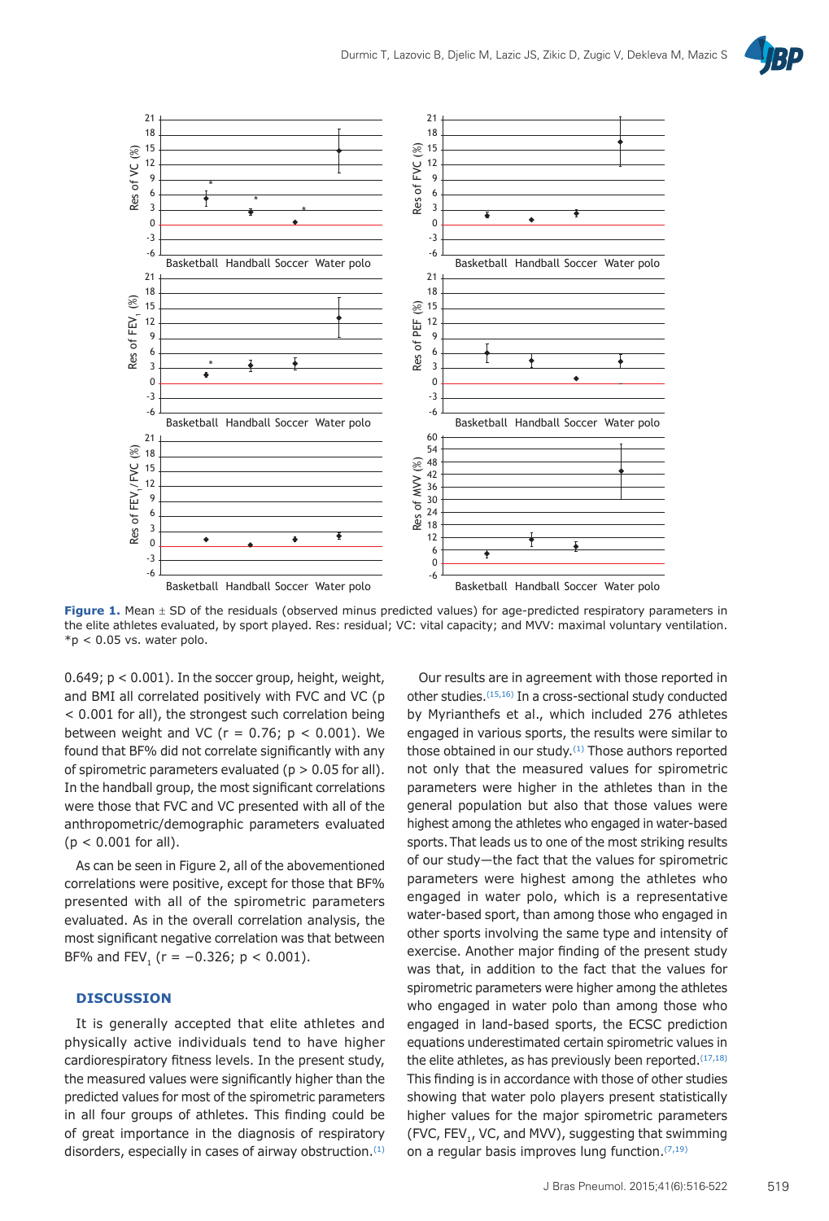**Figure 1.** Mean ± SD of the residuals (observed minus predicted values) for age-predicted respiratory parameters in the elite athletes evaluated, by sport played. Res: residual; VC: vital capacity; and MVV: maximal voluntary ventilation. *p < 0.05 vs. water polo.

0.649; $p < 0.001$). In the soccer group, height, weight, and BMI all correlated positively with FVC and VC ($p < 0.001$ for all), the strongest such correlation being between weight and VC ($r = 0.76$; $p < 0.001$). We found that BF% did not correlate significantly with any of spirometric parameters evaluated ($p > 0.05$ for all). In the handball group, the most significant correlations were those that FVC and VC presented with all of the anthropometric/demographic parameters evaluated ($p < 0.001$ for all).

As can be seen in Figure 2, all of the abovementioned correlations were positive, except for those that BF% presented with all of the spirometric parameters evaluated. As in the overall correlation analysis, the most significant negative correlation was that between BF% and $FEV_1$ ($r = -0.326$; $p < 0.001$).

## DISCUSSION

It is generally accepted that elite athletes and physically active individuals tend to have higher cardiorespiratory fitness levels. In the present study, the measured values were significantly higher than the predicted values for most of the spirometric parameters in all four groups of athletes. This finding could be of great importance in the diagnosis of respiratory disorders, especially in cases of airway obstruction.[1]

Our results are in agreement with those reported in other studies.[15,16] In a cross-sectional study conducted by Myrianthefs et al., which included 276 athletes engaged in various sports, the results were similar to those obtained in our study.[1] Those authors reported not only that the measured values for spirometric parameters were higher in the athletes than in the general population but also that those values were highest among the athletes who engaged in water-based sports. That leads us to one of the most striking results of our study—the fact that the values for spirometric parameters were highest among the athletes who engaged in water polo, which is a representative water-based sport, than among those who engaged in other sports involving the same type and intensity of exercise. Another major finding of the present study was that, in addition to the fact that the values for spirometric parameters were higher among the athletes who engaged in water polo than among those who engaged in land-based sports, the ECSC prediction equations underestimated certain spirometric values in the elite athletes, as has previously been reported.[17,18] This finding is in accordance with those of other studies showing that water polo players present statistically higher values for the major spirometric parameters (FVC, $FEV_1$, VC, and MVV), suggesting that swimming on a regular basis improves lung function.[7,19]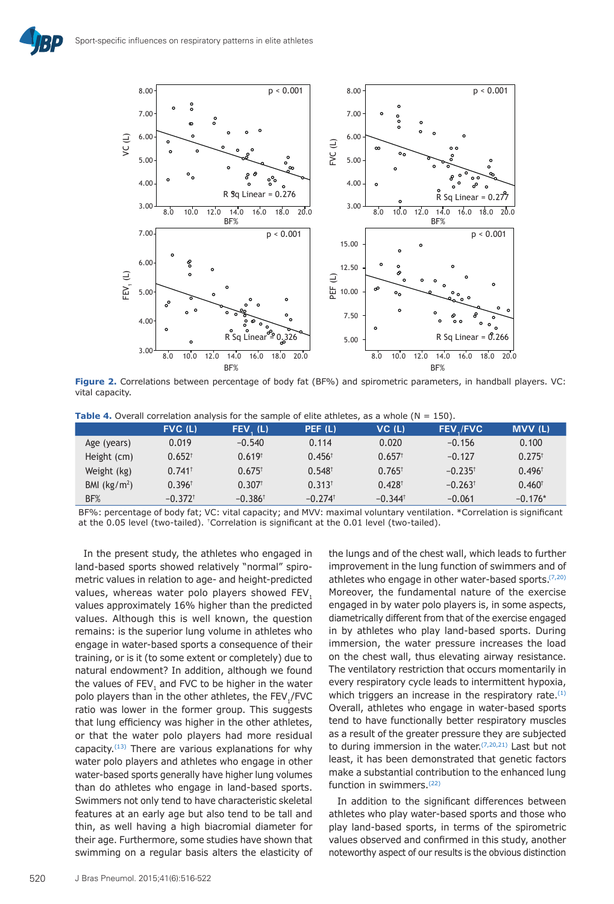Figure 2. Correlations between percentage of body fat (BF%) and spirometric parameters, in handball players. VC: vital capacity.

**Table 4.** Overall correlation analysis for the sample of elite athletes, as a whole (N = 150).

| | FVC (L) | $FEV_1$ (L) | PEF (L) | VC (L) | $FEV_1$/FVC | MVV (L) |
|---|---|---|---|---|---|---|
| Age (years) | 0.019 | −0.540 | 0.114 | 0.020 | −0.156 | 0.100 |
| Height (cm) | 0.652† | 0.619† | 0.456† | 0.657† | −0.127 | 0.275† |
| Weight (kg) | 0.741† | 0.675† | 0.548† | 0.765† | −0.235† | 0.496† |
| BMI (kg/m²) | 0.396† | 0.307† | 0.313† | 0.428† | −0.263† | 0.460† |
| BF% | −0.372† | −0.386† | −0.274† | −0.344† | −0.061 | −0.176* |

BF%: percentage of body fat; VC: vital capacity; and MVV: maximal voluntary ventilation. *Correlation is significant at the 0.05 level (two-tailed). †Correlation is significant at the 0.01 level (two-tailed).

In the present study, the athletes who engaged in land-based sports showed relatively "normal" spirometric values in relation to age- and height-predicted values, whereas water polo players showed $FEV_1$ values approximately 16% higher than the predicted values. Although this is well known, the question remains: is the superior lung volume in athletes who engage in water-based sports a consequence of their training, or is it (to some extent or completely) due to natural endowment? In addition, although we found the values of $FEV_1$ and FVC to be higher in the water polo players than in the other athletes, the $FEV_1$/FVC ratio was lower in the former group. This suggests that lung efficiency was higher in the other athletes, or that the water polo players had more residual capacity.[13] There are various explanations for why water polo players and athletes who engage in other water-based sports generally have higher lung volumes than do athletes who engage in land-based sports. Swimmers not only tend to have characteristic skeletal features at an early age but also tend to be tall and thin, as well having a high biacromial diameter for their age. Furthermore, some studies have shown that swimming on a regular basis alters the elasticity of the lungs and of the chest wall, which leads to further improvement in the lung function of swimmers and of athletes who engage in other water-based sports.[7,20] Moreover, the fundamental nature of the exercise engaged in by water polo players is, in some aspects, diametrically different from that of the exercise engaged in by athletes who play land-based sports. During immersion, the water pressure increases the load on the chest wall, thus elevating airway resistance. The ventilatory restriction that occurs momentarily in every respiratory cycle leads to intermittent hypoxia, which triggers an increase in the respiratory rate.[1] Overall, athletes who engage in water-based sports tend to have functionally better respiratory muscles as a result of the greater pressure they are subjected to during immersion in the water.[7,20,21] Last but not least, it has been demonstrated that genetic factors make a substantial contribution to the enhanced lung function in swimmers.[22]

In addition to the significant differences between athletes who play water-based sports and those who play land-based sports, in terms of the spirometric values observed and confirmed in this study, another noteworthy aspect of our results is the obvious distinction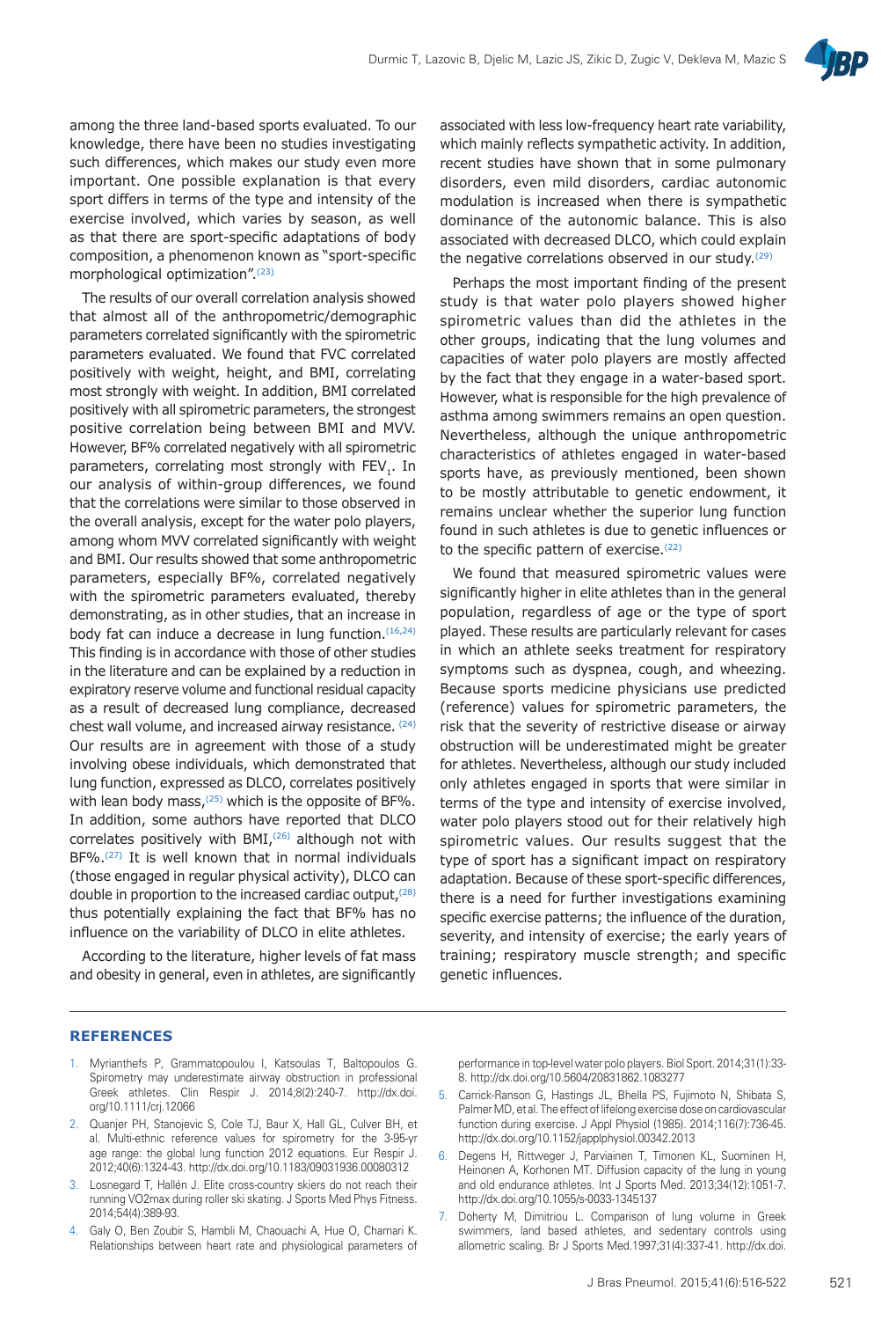among the three land-based sports evaluated. To our knowledge, there have been no studies investigating such differences, which makes our study even more important. One possible explanation is that every sport differs in terms of the type and intensity of the exercise involved, which varies by season, as well as that there are sport-specific adaptations of body composition, a phenomenon known as "sport-specific morphological optimization".[23]

The results of our overall correlation analysis showed that almost all of the anthropometric/demographic parameters correlated significantly with the spirometric parameters evaluated. We found that FVC correlated positively with weight, height, and BMI, correlating most strongly with weight. In addition, BMI correlated positively with all spirometric parameters, the strongest positive correlation being between BMI and MVV. However, BF% correlated negatively with all spirometric parameters, correlating most strongly with $FEV_1$. In our analysis of within-group differences, we found that the correlations were similar to those observed in the overall analysis, except for the water polo players, among whom MVV correlated significantly with weight and BMI. Our results showed that some anthropometric parameters, especially BF%, correlated negatively with the spirometric parameters evaluated, thereby demonstrating, as in other studies, that an increase in body fat can induce a decrease in lung function.[16,24] This finding is in accordance with those of other studies in the literature and can be explained by a reduction in expiratory reserve volume and functional residual capacity as a result of decreased lung compliance, decreased chest wall volume, and increased airway resistance.[24] Our results are in agreement with those of a study involving obese individuals, which demonstrated that lung function, expressed as DLCO, correlates positively with lean body mass,[25] which is the opposite of BF%. In addition, some authors have reported that DLCO correlates positively with BMI,[26] although not with BF%.[27] It is well known that in normal individuals (those engaged in regular physical activity), DLCO can double in proportion to the increased cardiac output,[28] thus potentially explaining the fact that BF% has no influence on the variability of DLCO in elite athletes.

According to the literature, higher levels of fat mass and obesity in general, even in athletes, are significantly associated with less low-frequency heart rate variability, which mainly reflects sympathetic activity. In addition, recent studies have shown that in some pulmonary disorders, even mild disorders, cardiac autonomic modulation is increased when there is sympathetic dominance of the autonomic balance. This is also associated with decreased DLCO, which could explain the negative correlations observed in our study.[29]

Perhaps the most important finding of the present study is that water polo players showed higher spirometric values than did the athletes in the other groups, indicating that the lung volumes and capacities of water polo players are mostly affected by the fact that they engage in a water-based sport. However, what is responsible for the high prevalence of asthma among swimmers remains an open question. Nevertheless, although the unique anthropometric characteristics of athletes engaged in water-based sports have, as previously mentioned, been shown to be mostly attributable to genetic endowment, it remains unclear whether the superior lung function found in such athletes is due to genetic influences or to the specific pattern of exercise.[22]

We found that measured spirometric values were significantly higher in elite athletes than in the general population, regardless of age or the type of sport played. These results are particularly relevant for cases in which an athlete seeks treatment for respiratory symptoms such as dyspnea, cough, and wheezing. Because sports medicine physicians use predicted (reference) values for spirometric parameters, the risk that the severity of restrictive disease or airway obstruction will be underestimated might be greater for athletes. Nevertheless, although our study included only athletes engaged in sports that were similar in terms of the type and intensity of exercise involved, water polo players stood out for their relatively high spirometric values. Our results suggest that the type of sport has a significant impact on respiratory adaptation. Because of these sport-specific differences, there is a need for further investigations examining specific exercise patterns; the influence of the duration, severity, and intensity of exercise; the early years of training; respiratory muscle strength; and specific genetic influences.

## REFERENCES

1. Myrianthefs P, Grammatopoulou I, Katsoulas T, Baltopoulos G. Spirometry may underestimate airway obstruction in professional Greek athletes. Clin Respir J. 2014;8(2):240-7. http://dx.doi.org/10.1111/crj.12066
2. Quanjer PH, Stanojevic S, Cole TJ, Baur X, Hall GL, Culver BH, et al. Multi-ethnic reference values for spirometry for the 3-95-yr age range: the global lung function 2012 equations. Eur Respir J. 2012;40(6):1324-43. http://dx.doi.org/10.1183/09031936.00080312
3. Losnegard T, Hallén J. Elite cross-country skiers do not reach their running VO2max during roller ski skating. J Sports Med Phys Fitness. 2014;54(4):389-93.
4. Galy O, Ben Zoubir S, Hambli M, Chaouachi A, Hue O, Chamari K. Relationships between heart rate and physiological parameters of performance in top-level water polo players. Biol Sport. 2014;31(1):33-8. http://dx.doi.org/10.5604/20831862.1083277
5. Carrick-Ranson G, Hastings JL, Bhella PS, Fujimoto N, Shibata S, Palmer MD, et al. The effect of lifelong exercise dose on cardiovascular function during exercise. J Appl Physiol (1985). 2014;116(7):736-45. http://dx.doi.org/10.1152/japplphysiol.00342.2013
6. Degens H, Rittweger J, Parviainen T, Timonen KL, Suominen H, Heinonen A, Korhonen MT. Diffusion capacity of the lung in young and old endurance athletes. Int J Sports Med. 2013;34(12):1051-7. http://dx.doi.org/10.1055/s-0033-1345137
7. Doherty M, Dimitriou L. Comparison of lung volume in Greek swimmers, land based athletes, and sedentary controls using allometric scaling. Br J Sports Med.1997;31(4):337-41. http://dx.doi.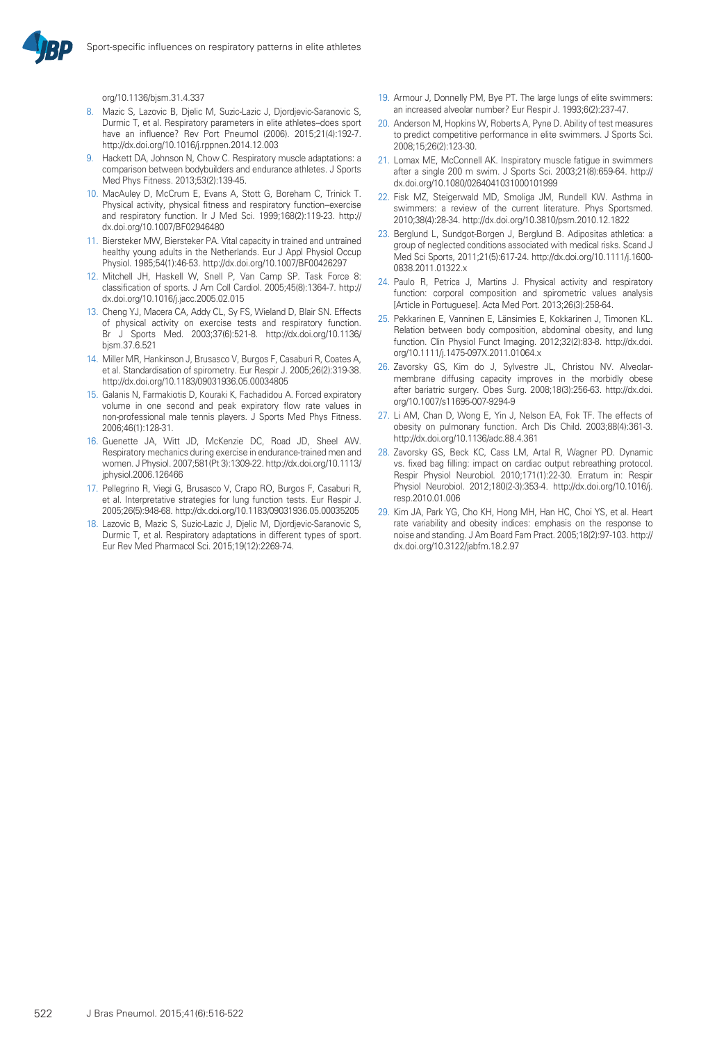org/10.1136/bjsm.31.4.337

8. Mazic S, Lazovic B, Djelic M, Suzic-Lazic J, Djordjevic-Saranovic S, Durmic T, et al. Respiratory parameters in elite athletes--does sport have an influence? Rev Port Pneumol (2006). 2015;21(4):192-7. http://dx.doi.org/10.1016/j.rppnen.2014.12.003
9. Hackett DA, Johnson N, Chow C. Respiratory muscle adaptations: a comparison between bodybuilders and endurance athletes. J Sports Med Phys Fitness. 2013;53(2):139-45.
10. MacAuley D, McCrum E, Evans A, Stott G, Boreham C, Trinick T. Physical activity, physical fitness and respiratory function--exercise and respiratory function. Ir J Med Sci. 1999;168(2):119-23. http://dx.doi.org/10.1007/BF02946480
11. Biersteker MW, Biersteker PA. Vital capacity in trained and untrained healthy young adults in the Netherlands. Eur J Appl Physiol Occup Physiol. 1985;54(1):46-53. http://dx.doi.org/10.1007/BF00426297
12. Mitchell JH, Haskell W, Snell P, Van Camp SP. Task Force 8: classification of sports. J Am Coll Cardiol. 2005;45(8):1364-7. http://dx.doi.org/10.1016/j.jacc.2005.02.015
13. Cheng YJ, Macera CA, Addy CL, Sy FS, Wieland D, Blair SN. Effects of physical activity on exercise tests and respiratory function. Br J Sports Med. 2003;37(6):521-8. http://dx.doi.org/10.1136/bjsm.37.6.521
14. Miller MR, Hankinson J, Brusasco V, Burgos F, Casaburi R, Coates A, et al. Standardisation of spirometry. Eur Respir J. 2005;26(2):319-38. http://dx.doi.org/10.1183/09031936.05.00034805
15. Galanis N, Farmakiotis D, Kouraki K, Fachadidou A. Forced expiratory volume in one second and peak expiratory flow rate values in non-professional male tennis players. J Sports Med Phys Fitness. 2006;46(1):128-31.
16. Guenette JA, Witt JD, McKenzie DC, Road JD, Sheel AW. Respiratory mechanics during exercise in endurance-trained men and women. J Physiol. 2007;581(Pt 3):1309-22. http://dx.doi.org/10.1113/jphysiol.2006.126466
17. Pellegrino R, Viegi G, Brusasco V, Crapo RO, Burgos F, Casaburi R, et al. Interpretative strategies for lung function tests. Eur Respir J. 2005;26(5):948-68. http://dx.doi.org/10.1183/09031936.05.00035205
18. Lazovic B, Mazic S, Suzic-Lazic J, Djelic M, Djordjevic-Saranovic S, Durmic T, et al. Respiratory adaptations in different types of sport. Eur Rev Med Pharmacol Sci. 2015;19(12):2269-74.
19. Armour J, Donnelly PM, Bye PT. The large lungs of elite swimmers: an increased alveolar number? Eur Respir J. 1993;6(2):237-47.
20. Anderson M, Hopkins W, Roberts A, Pyne D. Ability of test measures to predict competitive performance in elite swimmers. J Sports Sci. 2008;15;26(2):123-30.
21. Lomax ME, McConnell AK. Inspiratory muscle fatigue in swimmers after a single 200 m swim. J Sports Sci. 2003;21(8):659-64. http://dx.doi.org/10.1080/0264041031000101999
22. Fisk MZ, Steigerwald MD, Smoliga JM, Rundell KW. Asthma in swimmers: a review of the current literature. Phys Sportsmed. 2010;38(4):28-34. http://dx.doi.org/10.3810/psm.2010.12.1822
23. Berglund L, Sundgot-Borgen J, Berglund B. Adipositas athletica: a group of neglected conditions associated with medical risks. Scand J Med Sci Sports, 2011;21(5):617-24. http://dx.doi.org/10.1111/j.1600-0838.2011.01322.x
24. Paulo R, Petrica J, Martins J. Physical activity and respiratory function: corporal composition and spirometric values analysis [Article in Portuguese]. Acta Med Port. 2013;26(3):258-64.
25. Pekkarinen E, Vanninen E, Länsimies E, Kokkarinen J, Timonen KL. Relation between body composition, abdominal obesity, and lung function. Clin Physiol Funct Imaging. 2012;32(2):83-8. http://dx.doi.org/10.1111/j.1475-097X.2011.01064.x
26. Zavorsky GS, Kim do J, Sylvestre JL, Christou NV. Alveolar-membrane diffusing capacity improves in the morbidly obese after bariatric surgery. Obes Surg. 2008;18(3):256-63. http://dx.doi.org/10.1007/s11695-007-9294-9
27. Li AM, Chan D, Wong E, Yin J, Nelson EA, Fok TF. The effects of obesity on pulmonary function. Arch Dis Child. 2003;88(4):361-3. http://dx.doi.org/10.1136/adc.88.4.361
28. Zavorsky GS, Beck KC, Cass LM, Artal R, Wagner PD. Dynamic vs. fixed bag filling: impact on cardiac output rebreathing protocol. Respir Physiol Neurobiol. 2010;171(1):22-30. Erratum in: Respir Physiol Neurobiol. 2012;180(2-3):353-4. http://dx.doi.org/10.1016/j.resp.2010.01.006
29. Kim JA, Park YG, Cho KH, Hong MH, Han HC, Choi YS, et al. Heart rate variability and obesity indices: emphasis on the response to noise and standing. J Am Board Fam Pract. 2005;18(2):97-103. http://dx.doi.org/10.3122/jabfm.18.2.97